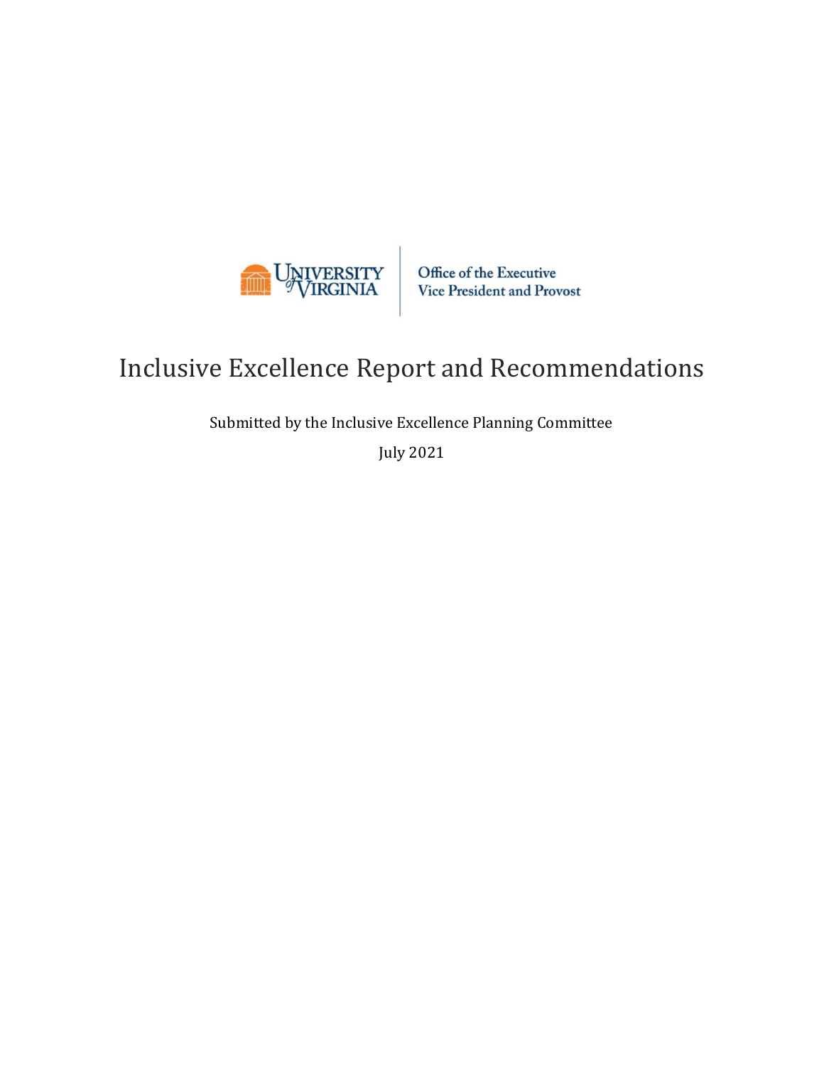University of Virginia | Office of the Executive Vice President and Provost

# Inclusive Excellence Report and Recommendations

Submitted by the Inclusive Excellence Planning Committee

July 2021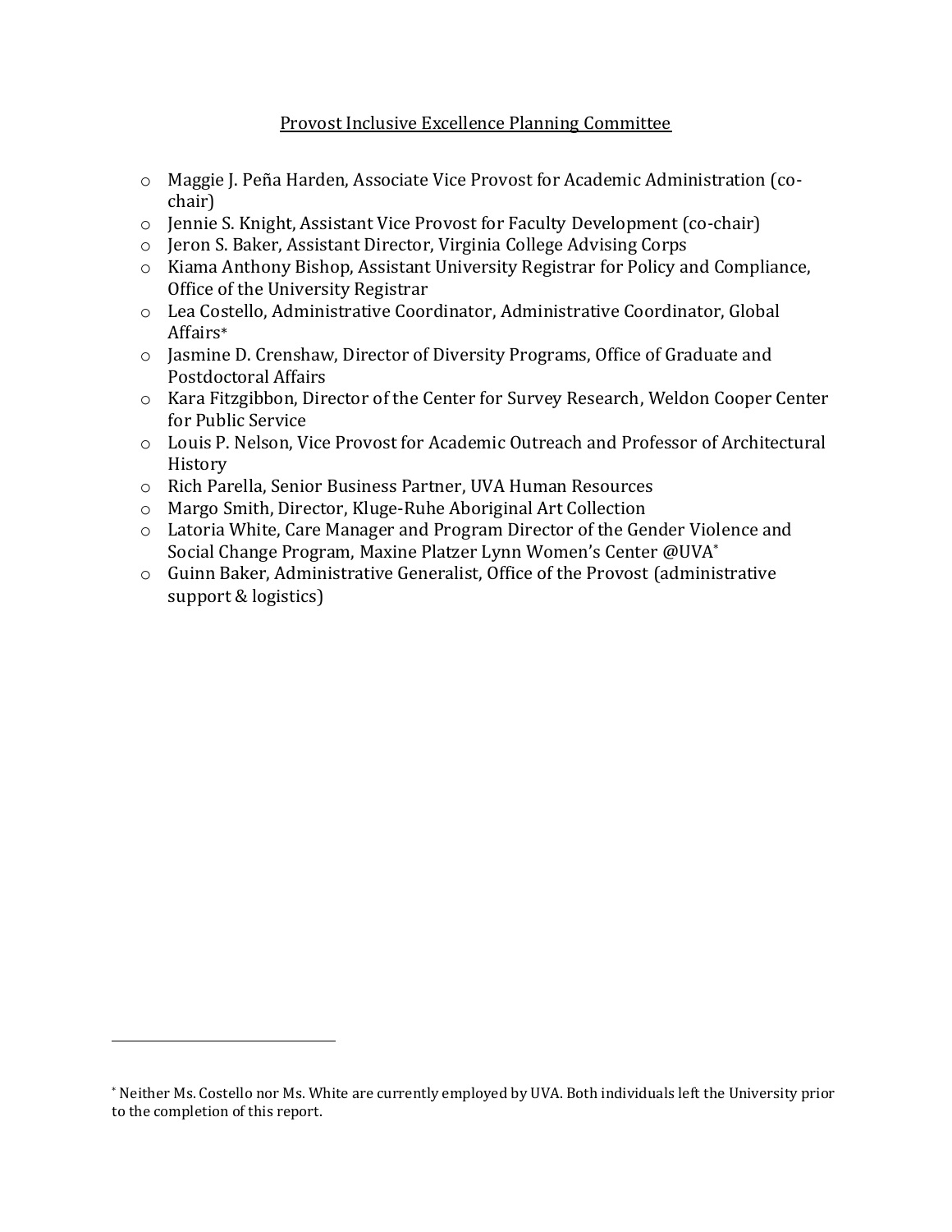Provost Inclusive Excellence Planning Committee

- Maggie J. Peña Harden, Associate Vice Provost for Academic Administration (co-chair)
- Jennie S. Knight, Assistant Vice Provost for Faculty Development (co-chair)
- Jeron S. Baker, Assistant Director, Virginia College Advising Corps
- Kiama Anthony Bishop, Assistant University Registrar for Policy and Compliance, Office of the University Registrar
- Lea Costello, Administrative Coordinator, Administrative Coordinator, Global Affairs*
- Jasmine D. Crenshaw, Director of Diversity Programs, Office of Graduate and Postdoctoral Affairs
- Kara Fitzgibbon, Director of the Center for Survey Research, Weldon Cooper Center for Public Service
- Louis P. Nelson, Vice Provost for Academic Outreach and Professor of Architectural History
- Rich Parella, Senior Business Partner, UVA Human Resources
- Margo Smith, Director, Kluge-Ruhe Aboriginal Art Collection
- Latoria White, Care Manager and Program Director of the Gender Violence and Social Change Program, Maxine Platzer Lynn Women's Center @UVA*
- Guinn Baker, Administrative Generalist, Office of the Provost (administrative support & logistics)

---

* Neither Ms. Costello nor Ms. White are currently employed by UVA. Both individuals left the University prior to the completion of this report.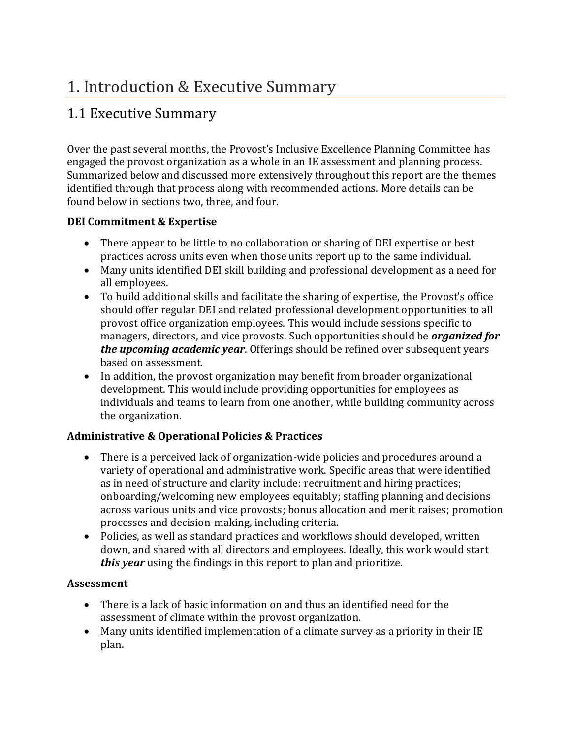# 1. Introduction & Executive Summary

## 1.1 Executive Summary

Over the past several months, the Provost's Inclusive Excellence Planning Committee has engaged the provost organization as a whole in an IE assessment and planning process. Summarized below and discussed more extensively throughout this report are the themes identified through that process along with recommended actions. More details can be found below in sections two, three, and four.

**DEI Commitment & Expertise**

- There appear to be little to no collaboration or sharing of DEI expertise or best practices across units even when those units report up to the same individual.
- Many units identified DEI skill building and professional development as a need for all employees.
- To build additional skills and facilitate the sharing of expertise, the Provost's office should offer regular DEI and related professional development opportunities to all provost office organization employees. This would include sessions specific to managers, directors, and vice provosts. Such opportunities should be ***organized for the upcoming academic year***. Offerings should be refined over subsequent years based on assessment.
- In addition, the provost organization may benefit from broader organizational development. This would include providing opportunities for employees as individuals and teams to learn from one another, while building community across the organization.

**Administrative & Operational Policies & Practices**

- There is a perceived lack of organization-wide policies and procedures around a variety of operational and administrative work. Specific areas that were identified as in need of structure and clarity include: recruitment and hiring practices; onboarding/welcoming new employees equitably; staffing planning and decisions across various units and vice provosts; bonus allocation and merit raises; promotion processes and decision-making, including criteria.
- Policies, as well as standard practices and workflows should developed, written down, and shared with all directors and employees. Ideally, this work would start ***this year*** using the findings in this report to plan and prioritize.

**Assessment**

- There is a lack of basic information on and thus an identified need for the assessment of climate within the provost organization.
- Many units identified implementation of a climate survey as a priority in their IE plan.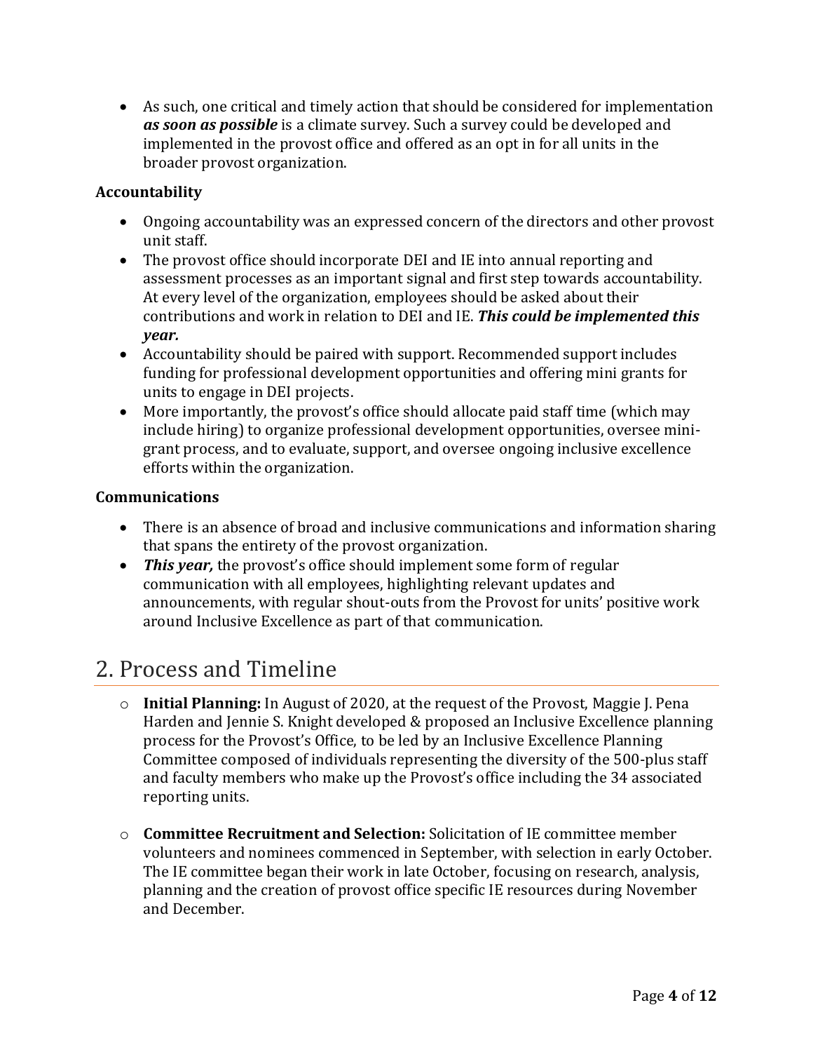- As such, one critical and timely action that should be considered for implementation ***as soon as possible*** is a climate survey. Such a survey could be developed and implemented in the provost office and offered as an opt in for all units in the broader provost organization.

**Accountability**

- Ongoing accountability was an expressed concern of the directors and other provost unit staff.
- The provost office should incorporate DEI and IE into annual reporting and assessment processes as an important signal and first step towards accountability. At every level of the organization, employees should be asked about their contributions and work in relation to DEI and IE. ***This could be implemented this year.***
- Accountability should be paired with support. Recommended support includes funding for professional development opportunities and offering mini grants for units to engage in DEI projects.
- More importantly, the provost's office should allocate paid staff time (which may include hiring) to organize professional development opportunities, oversee mini-grant process, and to evaluate, support, and oversee ongoing inclusive excellence efforts within the organization.

**Communications**

- There is an absence of broad and inclusive communications and information sharing that spans the entirety of the provost organization.
- ***This year,*** the provost's office should implement some form of regular communication with all employees, highlighting relevant updates and announcements, with regular shout-outs from the Provost for units' positive work around Inclusive Excellence as part of that communication.

## 2. Process and Timeline

- **Initial Planning:** In August of 2020, at the request of the Provost, Maggie J. Pena Harden and Jennie S. Knight developed & proposed an Inclusive Excellence planning process for the Provost's Office, to be led by an Inclusive Excellence Planning Committee composed of individuals representing the diversity of the 500-plus staff and faculty members who make up the Provost's office including the 34 associated reporting units.

- **Committee Recruitment and Selection:** Solicitation of IE committee member volunteers and nominees commenced in September, with selection in early October. The IE committee began their work in late October, focusing on research, analysis, planning and the creation of provost office specific IE resources during November and December.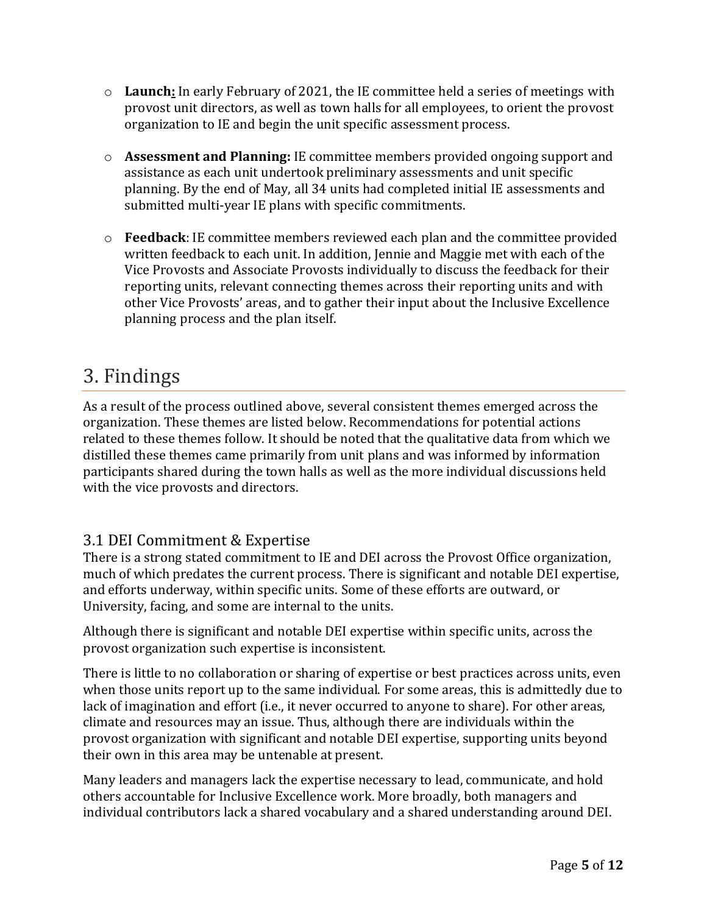- **Launch:** In early February of 2021, the IE committee held a series of meetings with provost unit directors, as well as town halls for all employees, to orient the provost organization to IE and begin the unit specific assessment process.

- **Assessment and Planning:** IE committee members provided ongoing support and assistance as each unit undertook preliminary assessments and unit specific planning. By the end of May, all 34 units had completed initial IE assessments and submitted multi-year IE plans with specific commitments.

- **Feedback**: IE committee members reviewed each plan and the committee provided written feedback to each unit. In addition, Jennie and Maggie met with each of the Vice Provosts and Associate Provosts individually to discuss the feedback for their reporting units, relevant connecting themes across their reporting units and with other Vice Provosts' areas, and to gather their input about the Inclusive Excellence planning process and the plan itself.

# 3. Findings

As a result of the process outlined above, several consistent themes emerged across the organization. These themes are listed below. Recommendations for potential actions related to these themes follow. It should be noted that the qualitative data from which we distilled these themes came primarily from unit plans and was informed by information participants shared during the town halls as well as the more individual discussions held with the vice provosts and directors.

## 3.1 DEI Commitment & Expertise

There is a strong stated commitment to IE and DEI across the Provost Office organization, much of which predates the current process. There is significant and notable DEI expertise, and efforts underway, within specific units. Some of these efforts are outward, or University, facing, and some are internal to the units.

Although there is significant and notable DEI expertise within specific units, across the provost organization such expertise is inconsistent.

There is little to no collaboration or sharing of expertise or best practices across units, even when those units report up to the same individual. For some areas, this is admittedly due to lack of imagination and effort (i.e., it never occurred to anyone to share). For other areas, climate and resources may an issue. Thus, although there are individuals within the provost organization with significant and notable DEI expertise, supporting units beyond their own in this area may be untenable at present.

Many leaders and managers lack the expertise necessary to lead, communicate, and hold others accountable for Inclusive Excellence work. More broadly, both managers and individual contributors lack a shared vocabulary and a shared understanding around DEI.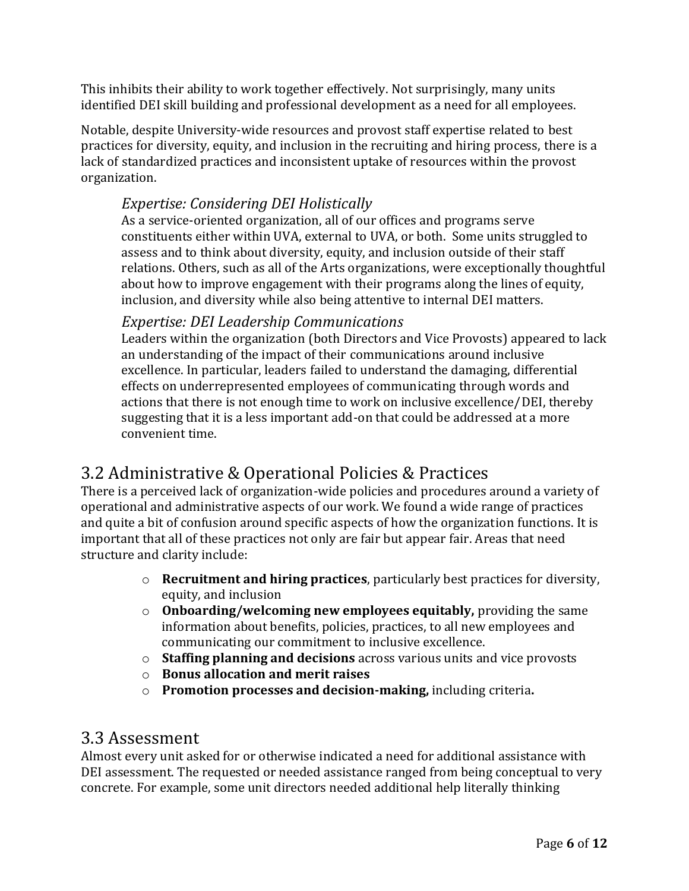This inhibits their ability to work together effectively. Not surprisingly, many units identified DEI skill building and professional development as a need for all employees.

Notable, despite University-wide resources and provost staff expertise related to best practices for diversity, equity, and inclusion in the recruiting and hiring process, there is a lack of standardized practices and inconsistent uptake of resources within the provost organization.

### *Expertise: Considering DEI Holistically*

As a service-oriented organization, all of our offices and programs serve constituents either within UVA, external to UVA, or both. Some units struggled to assess and to think about diversity, equity, and inclusion outside of their staff relations. Others, such as all of the Arts organizations, were exceptionally thoughtful about how to improve engagement with their programs along the lines of equity, inclusion, and diversity while also being attentive to internal DEI matters.

### *Expertise: DEI Leadership Communications*

Leaders within the organization (both Directors and Vice Provosts) appeared to lack an understanding of the impact of their communications around inclusive excellence. In particular, leaders failed to understand the damaging, differential effects on underrepresented employees of communicating through words and actions that there is not enough time to work on inclusive excellence/DEI, thereby suggesting that it is a less important add-on that could be addressed at a more convenient time.

## 3.2 Administrative & Operational Policies & Practices

There is a perceived lack of organization-wide policies and procedures around a variety of operational and administrative aspects of our work. We found a wide range of practices and quite a bit of confusion around specific aspects of how the organization functions. It is important that all of these practices not only are fair but appear fair. Areas that need structure and clarity include:

- **Recruitment and hiring practices**, particularly best practices for diversity, equity, and inclusion
- **Onboarding/welcoming new employees equitably,** providing the same information about benefits, policies, practices, to all new employees and communicating our commitment to inclusive excellence.
- **Staffing planning and decisions** across various units and vice provosts
- **Bonus allocation and merit raises**
- **Promotion processes and decision-making,** including criteria**.**

## 3.3 Assessment

Almost every unit asked for or otherwise indicated a need for additional assistance with DEI assessment. The requested or needed assistance ranged from being conceptual to very concrete. For example, some unit directors needed additional help literally thinking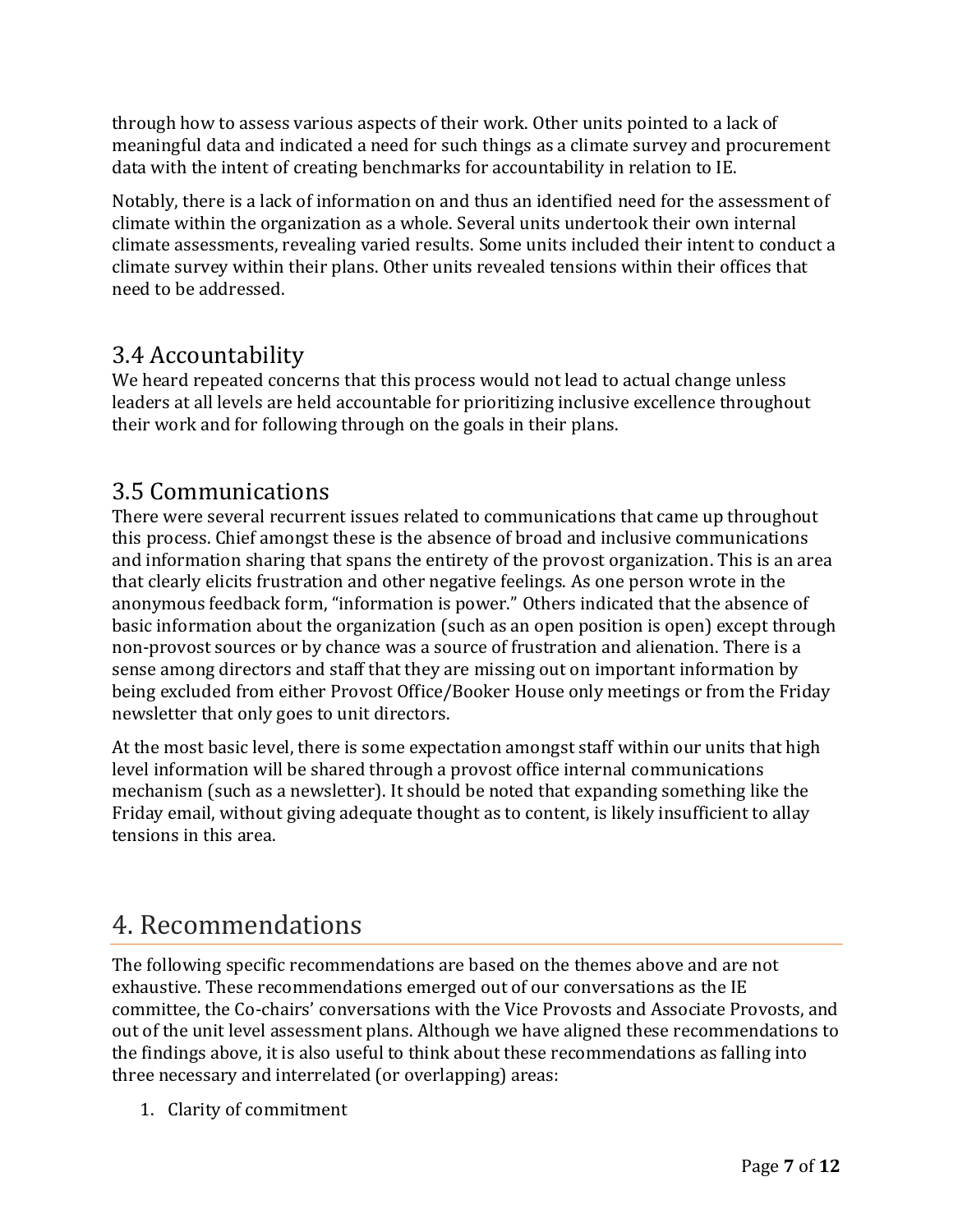through how to assess various aspects of their work. Other units pointed to a lack of meaningful data and indicated a need for such things as a climate survey and procurement data with the intent of creating benchmarks for accountability in relation to IE.

Notably, there is a lack of information on and thus an identified need for the assessment of climate within the organization as a whole. Several units undertook their own internal climate assessments, revealing varied results. Some units included their intent to conduct a climate survey within their plans. Other units revealed tensions within their offices that need to be addressed.

## 3.4 Accountability

We heard repeated concerns that this process would not lead to actual change unless leaders at all levels are held accountable for prioritizing inclusive excellence throughout their work and for following through on the goals in their plans.

## 3.5 Communications

There were several recurrent issues related to communications that came up throughout this process. Chief amongst these is the absence of broad and inclusive communications and information sharing that spans the entirety of the provost organization. This is an area that clearly elicits frustration and other negative feelings. As one person wrote in the anonymous feedback form, "information is power." Others indicated that the absence of basic information about the organization (such as an open position is open) except through non-provost sources or by chance was a source of frustration and alienation. There is a sense among directors and staff that they are missing out on important information by being excluded from either Provost Office/Booker House only meetings or from the Friday newsletter that only goes to unit directors.

At the most basic level, there is some expectation amongst staff within our units that high level information will be shared through a provost office internal communications mechanism (such as a newsletter). It should be noted that expanding something like the Friday email, without giving adequate thought as to content, is likely insufficient to allay tensions in this area.

# 4. Recommendations

The following specific recommendations are based on the themes above and are not exhaustive. These recommendations emerged out of our conversations as the IE committee, the Co-chairs' conversations with the Vice Provosts and Associate Provosts, and out of the unit level assessment plans. Although we have aligned these recommendations to the findings above, it is also useful to think about these recommendations as falling into three necessary and interrelated (or overlapping) areas:

1. Clarity of commitment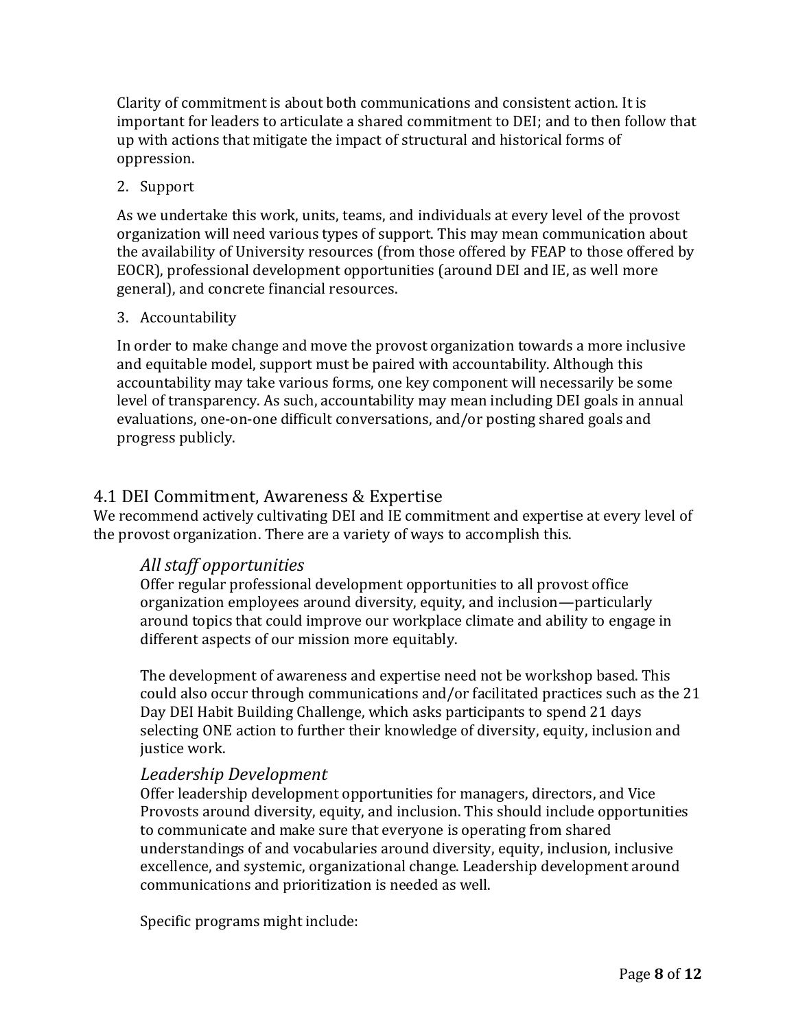Clarity of commitment is about both communications and consistent action. It is important for leaders to articulate a shared commitment to DEI; and to then follow that up with actions that mitigate the impact of structural and historical forms of oppression.

2. Support

As we undertake this work, units, teams, and individuals at every level of the provost organization will need various types of support. This may mean communication about the availability of University resources (from those offered by FEAP to those offered by EOCR), professional development opportunities (around DEI and IE, as well more general), and concrete financial resources.

3. Accountability

In order to make change and move the provost organization towards a more inclusive and equitable model, support must be paired with accountability. Although this accountability may take various forms, one key component will necessarily be some level of transparency. As such, accountability may mean including DEI goals in annual evaluations, one-on-one difficult conversations, and/or posting shared goals and progress publicly.

## 4.1 DEI Commitment, Awareness & Expertise

We recommend actively cultivating DEI and IE commitment and expertise at every level of the provost organization. There are a variety of ways to accomplish this.

### *All staff opportunities*

Offer regular professional development opportunities to all provost office organization employees around diversity, equity, and inclusion—particularly around topics that could improve our workplace climate and ability to engage in different aspects of our mission more equitably.

The development of awareness and expertise need not be workshop based. This could also occur through communications and/or facilitated practices such as the 21 Day DEI Habit Building Challenge, which asks participants to spend 21 days selecting ONE action to further their knowledge of diversity, equity, inclusion and justice work.

### *Leadership Development*

Offer leadership development opportunities for managers, directors, and Vice Provosts around diversity, equity, and inclusion. This should include opportunities to communicate and make sure that everyone is operating from shared understandings of and vocabularies around diversity, equity, inclusion, inclusive excellence, and systemic, organizational change. Leadership development around communications and prioritization is needed as well.

Specific programs might include: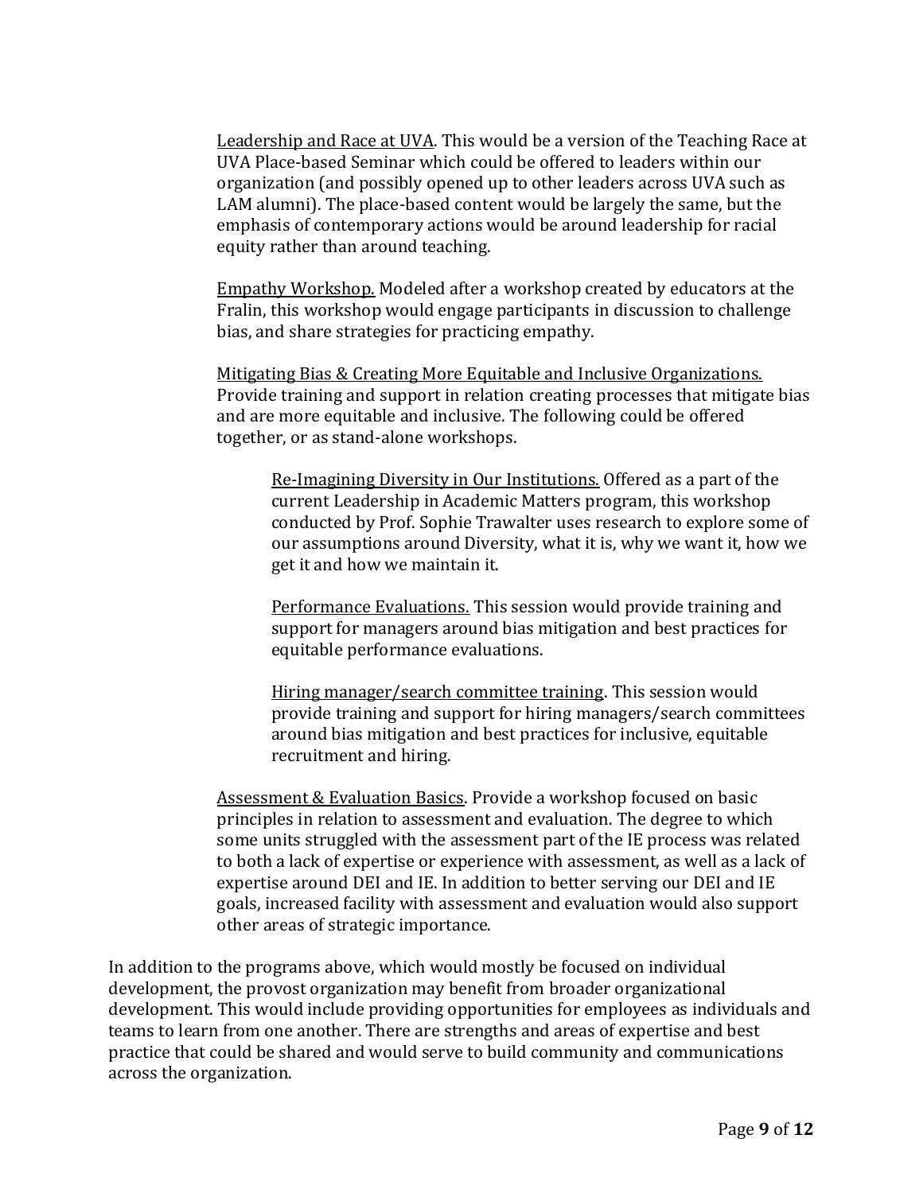Leadership and Race at UVA. This would be a version of the Teaching Race at UVA Place-based Seminar which could be offered to leaders within our organization (and possibly opened up to other leaders across UVA such as LAM alumni). The place-based content would be largely the same, but the emphasis of contemporary actions would be around leadership for racial equity rather than around teaching.

Empathy Workshop. Modeled after a workshop created by educators at the Fralin, this workshop would engage participants in discussion to challenge bias, and share strategies for practicing empathy.

Mitigating Bias & Creating More Equitable and Inclusive Organizations. Provide training and support in relation creating processes that mitigate bias and are more equitable and inclusive. The following could be offered together, or as stand-alone workshops.

> Re-Imagining Diversity in Our Institutions. Offered as a part of the current Leadership in Academic Matters program, this workshop conducted by Prof. Sophie Trawalter uses research to explore some of our assumptions around Diversity, what it is, why we want it, how we get it and how we maintain it.
>
> Performance Evaluations. This session would provide training and support for managers around bias mitigation and best practices for equitable performance evaluations.
>
> Hiring manager/search committee training. This session would provide training and support for hiring managers/search committees around bias mitigation and best practices for inclusive, equitable recruitment and hiring.

Assessment & Evaluation Basics. Provide a workshop focused on basic principles in relation to assessment and evaluation. The degree to which some units struggled with the assessment part of the IE process was related to both a lack of expertise or experience with assessment, as well as a lack of expertise around DEI and IE. In addition to better serving our DEI and IE goals, increased facility with assessment and evaluation would also support other areas of strategic importance.

In addition to the programs above, which would mostly be focused on individual development, the provost organization may benefit from broader organizational development. This would include providing opportunities for employees as individuals and teams to learn from one another. There are strengths and areas of expertise and best practice that could be shared and would serve to build community and communications across the organization.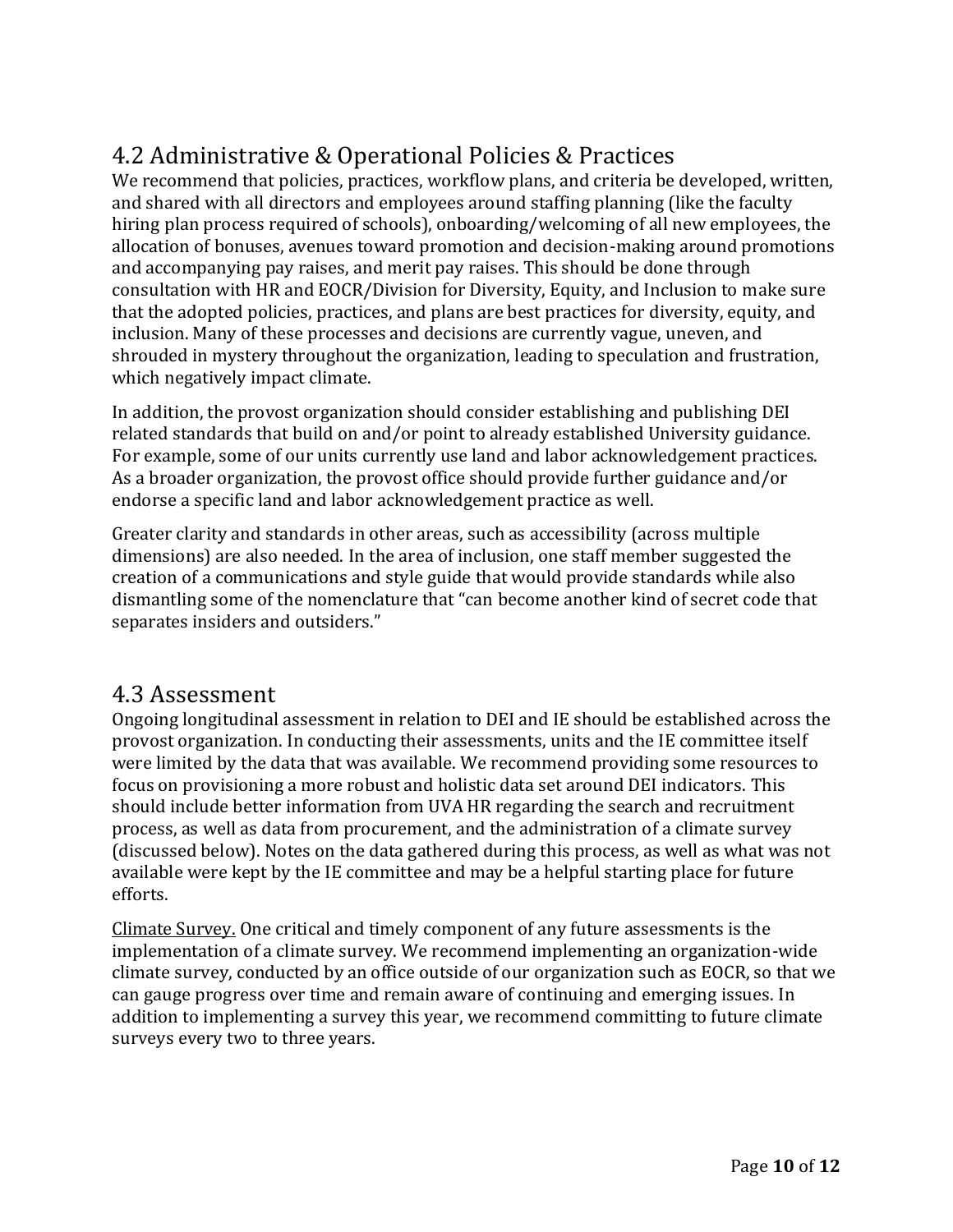## 4.2 Administrative & Operational Policies & Practices

We recommend that policies, practices, workflow plans, and criteria be developed, written, and shared with all directors and employees around staffing planning (like the faculty hiring plan process required of schools), onboarding/welcoming of all new employees, the allocation of bonuses, avenues toward promotion and decision-making around promotions and accompanying pay raises, and merit pay raises. This should be done through consultation with HR and EOCR/Division for Diversity, Equity, and Inclusion to make sure that the adopted policies, practices, and plans are best practices for diversity, equity, and inclusion. Many of these processes and decisions are currently vague, uneven, and shrouded in mystery throughout the organization, leading to speculation and frustration, which negatively impact climate.

In addition, the provost organization should consider establishing and publishing DEI related standards that build on and/or point to already established University guidance. For example, some of our units currently use land and labor acknowledgement practices. As a broader organization, the provost office should provide further guidance and/or endorse a specific land and labor acknowledgement practice as well.

Greater clarity and standards in other areas, such as accessibility (across multiple dimensions) are also needed. In the area of inclusion, one staff member suggested the creation of a communications and style guide that would provide standards while also dismantling some of the nomenclature that "can become another kind of secret code that separates insiders and outsiders."

## 4.3 Assessment

Ongoing longitudinal assessment in relation to DEI and IE should be established across the provost organization. In conducting their assessments, units and the IE committee itself were limited by the data that was available. We recommend providing some resources to focus on provisioning a more robust and holistic data set around DEI indicators. This should include better information from UVA HR regarding the search and recruitment process, as well as data from procurement, and the administration of a climate survey (discussed below). Notes on the data gathered during this process, as well as what was not available were kept by the IE committee and may be a helpful starting place for future efforts.

<u>Climate Survey.</u> One critical and timely component of any future assessments is the implementation of a climate survey. We recommend implementing an organization-wide climate survey, conducted by an office outside of our organization such as EOCR, so that we can gauge progress over time and remain aware of continuing and emerging issues. In addition to implementing a survey this year, we recommend committing to future climate surveys every two to three years.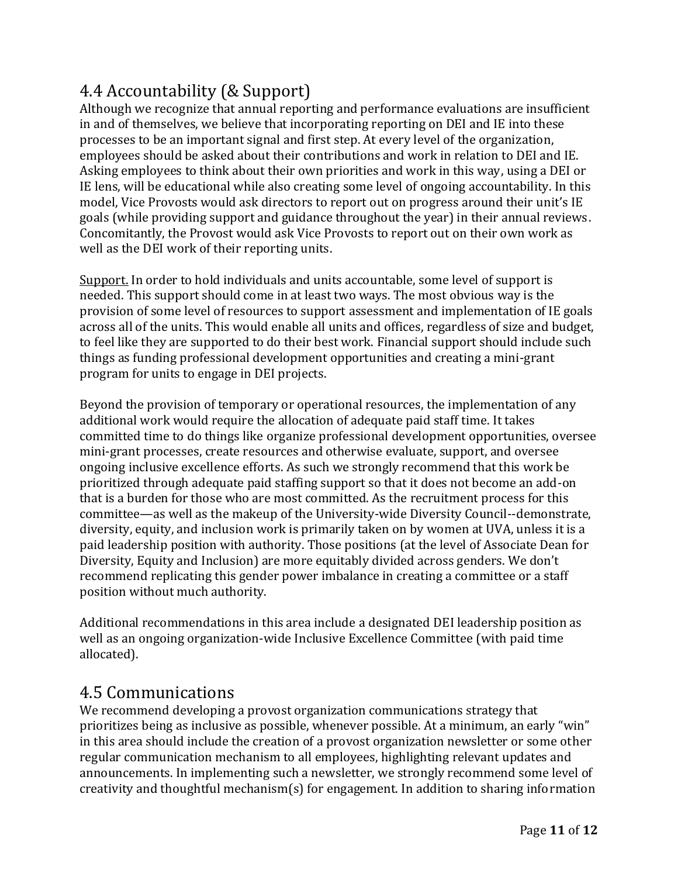## 4.4 Accountability (& Support)

Although we recognize that annual reporting and performance evaluations are insufficient in and of themselves, we believe that incorporating reporting on DEI and IE into these processes to be an important signal and first step. At every level of the organization, employees should be asked about their contributions and work in relation to DEI and IE. Asking employees to think about their own priorities and work in this way, using a DEI or IE lens, will be educational while also creating some level of ongoing accountability. In this model, Vice Provosts would ask directors to report out on progress around their unit's IE goals (while providing support and guidance throughout the year) in their annual reviews. Concomitantly, the Provost would ask Vice Provosts to report out on their own work as well as the DEI work of their reporting units.

<u>Support.</u> In order to hold individuals and units accountable, some level of support is needed. This support should come in at least two ways. The most obvious way is the provision of some level of resources to support assessment and implementation of IE goals across all of the units. This would enable all units and offices, regardless of size and budget, to feel like they are supported to do their best work. Financial support should include such things as funding professional development opportunities and creating a mini-grant program for units to engage in DEI projects.

Beyond the provision of temporary or operational resources, the implementation of any additional work would require the allocation of adequate paid staff time. It takes committed time to do things like organize professional development opportunities, oversee mini-grant processes, create resources and otherwise evaluate, support, and oversee ongoing inclusive excellence efforts. As such we strongly recommend that this work be prioritized through adequate paid staffing support so that it does not become an add-on that is a burden for those who are most committed. As the recruitment process for this committee—as well as the makeup of the University-wide Diversity Council--demonstrate, diversity, equity, and inclusion work is primarily taken on by women at UVA, unless it is a paid leadership position with authority. Those positions (at the level of Associate Dean for Diversity, Equity and Inclusion) are more equitably divided across genders. We don't recommend replicating this gender power imbalance in creating a committee or a staff position without much authority.

Additional recommendations in this area include a designated DEI leadership position as well as an ongoing organization-wide Inclusive Excellence Committee (with paid time allocated).

## 4.5 Communications

We recommend developing a provost organization communications strategy that prioritizes being as inclusive as possible, whenever possible. At a minimum, an early "win" in this area should include the creation of a provost organization newsletter or some other regular communication mechanism to all employees, highlighting relevant updates and announcements. In implementing such a newsletter, we strongly recommend some level of creativity and thoughtful mechanism(s) for engagement. In addition to sharing information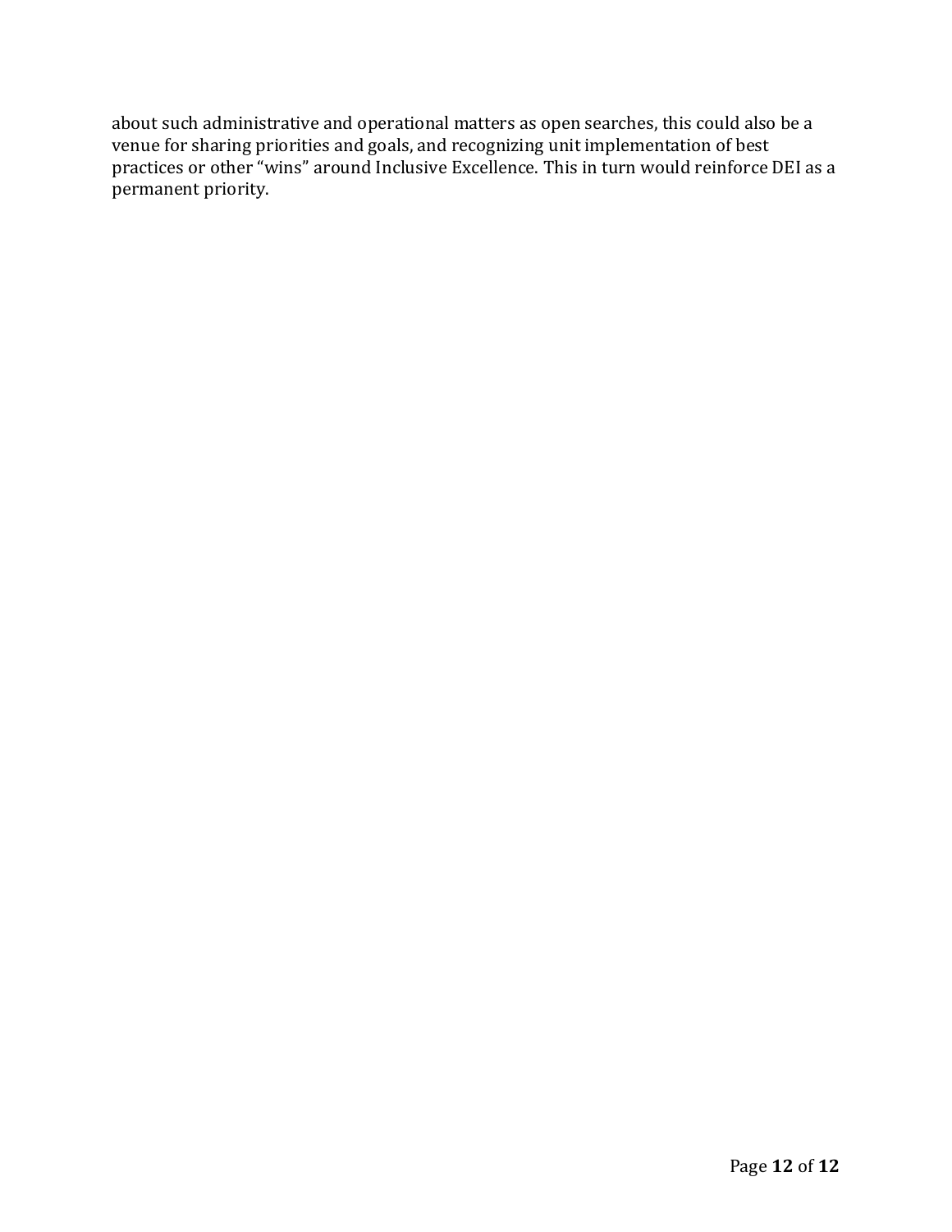about such administrative and operational matters as open searches, this could also be a venue for sharing priorities and goals, and recognizing unit implementation of best practices or other "wins" around Inclusive Excellence. This in turn would reinforce DEI as a permanent priority.